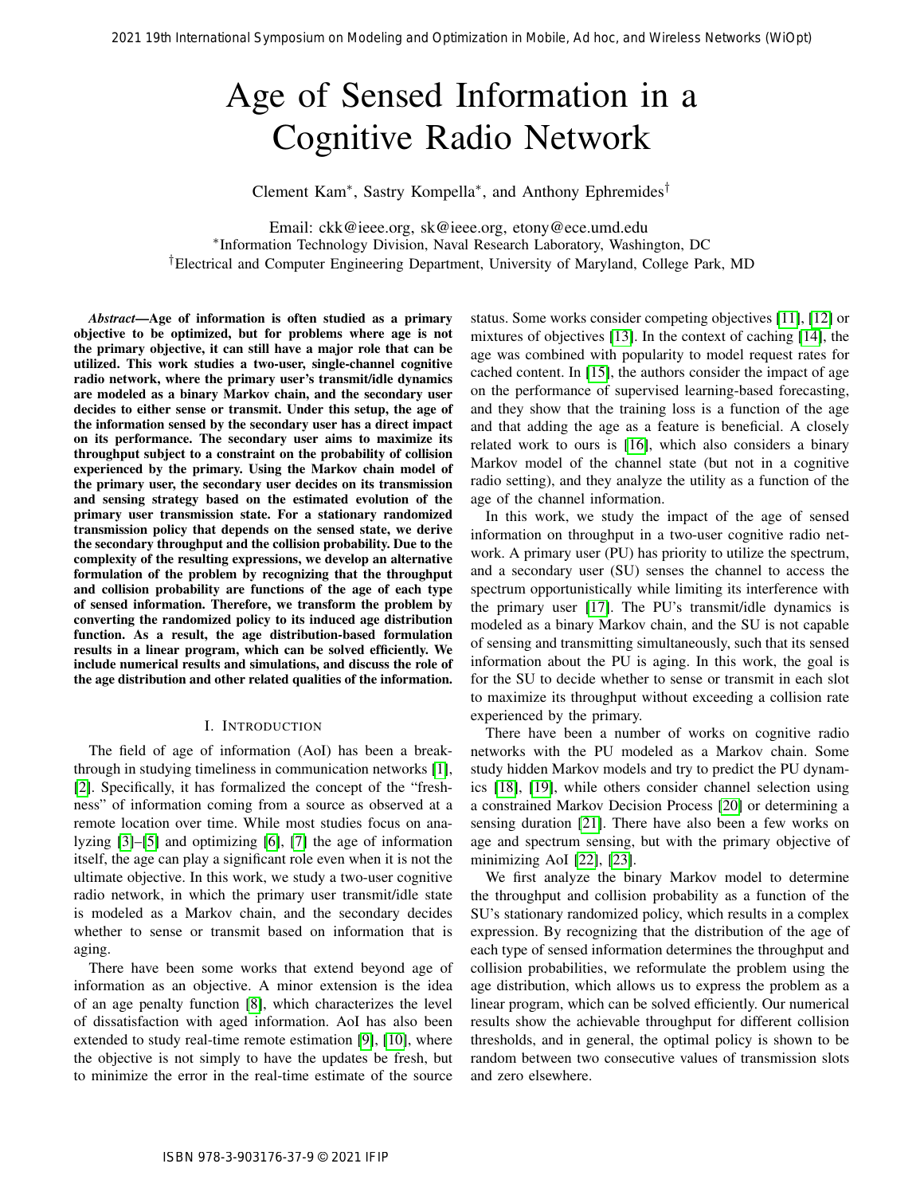# Age of Sensed Information in a Cognitive Radio Network

Clement Kam*, Sastry Kompella*, and Anthony Ephremides†

Email: ckk@ieee.org, sk@ieee.org, etony@ece.umd.edu
*Information Technology Division, Naval Research Laboratory, Washington, DC
†Electrical and Computer Engineering Department, University of Maryland, College Park, MD

***Abstract*—Age of information is often studied as a primary objective to be optimized, but for problems where age is not the primary objective, it can still have a major role that can be utilized. This work studies a two-user, single-channel cognitive radio network, where the primary user's transmit/idle dynamics are modeled as a binary Markov chain, and the secondary user decides to either sense or transmit. Under this setup, the age of the information sensed by the secondary user has a direct impact on its performance. The secondary user aims to maximize its throughput subject to a constraint on the probability of collision experienced by the primary. Using the Markov chain model of the primary user, the secondary user decides on its transmission and sensing strategy based on the estimated evolution of the primary user transmission state. For a stationary randomized transmission policy that depends on the sensed state, we derive the secondary throughput and the collision probability. Due to the complexity of the resulting expressions, we develop an alternative formulation of the problem by recognizing that the throughput and collision probability are functions of the age of each type of sensed information. Therefore, we transform the problem by converting the randomized policy to its induced age distribution function. As a result, the age distribution-based formulation results in a linear program, which can be solved efficiently. We include numerical results and simulations, and discuss the role of the age distribution and other related qualities of the information.**

## I. Introduction

The field of age of information (AoI) has been a breakthrough in studying timeliness in communication networks [1], [2]. Specifically, it has formalized the concept of the "freshness" of information coming from a source as observed at a remote location over time. While most studies focus on analyzing [3]–[5] and optimizing [6], [7] the age of information itself, the age can play a significant role even when it is not the ultimate objective. In this work, we study a two-user cognitive radio network, in which the primary user transmit/idle state is modeled as a Markov chain, and the secondary decides whether to sense or transmit based on information that is aging.

There have been some works that extend beyond age of information as an objective. A minor extension is the idea of an age penalty function [8], which characterizes the level of dissatisfaction with aged information. AoI has also been extended to study real-time remote estimation [9], [10], where the objective is not simply to have the updates be fresh, but to minimize the error in the real-time estimate of the source status. Some works consider competing objectives [11], [12] or mixtures of objectives [13]. In the context of caching [14], the age was combined with popularity to model request rates for cached content. In [15], the authors consider the impact of age on the performance of supervised learning-based forecasting, and they show that the training loss is a function of the age and that adding the age as a feature is beneficial. A closely related work to ours is [16], which also considers a binary Markov model of the channel state (but not in a cognitive radio setting), and they analyze the utility as a function of the age of the channel information.

In this work, we study the impact of the age of sensed information on throughput in a two-user cognitive radio network. A primary user (PU) has priority to utilize the spectrum, and a secondary user (SU) senses the channel to access the spectrum opportunistically while limiting its interference with the primary user [17]. The PU's transmit/idle dynamics is modeled as a binary Markov chain, and the SU is not capable of sensing and transmitting simultaneously, such that its sensed information about the PU is aging. In this work, the goal is for the SU to decide whether to sense or transmit in each slot to maximize its throughput without exceeding a collision rate experienced by the primary.

There have been a number of works on cognitive radio networks with the PU modeled as a Markov chain. Some study hidden Markov models and try to predict the PU dynamics [18], [19], while others consider channel selection using a constrained Markov Decision Process [20] or determining a sensing duration [21]. There have also been a few works on age and spectrum sensing, but with the primary objective of minimizing AoI [22], [23].

We first analyze the binary Markov model to determine the throughput and collision probability as a function of the SU's stationary randomized policy, which results in a complex expression. By recognizing that the distribution of the age of each type of sensed information determines the throughput and collision probabilities, we reformulate the problem using the age distribution, which allows us to express the problem as a linear program, which can be solved efficiently. Our numerical results show the achievable throughput for different collision thresholds, and in general, the optimal policy is shown to be random between two consecutive values of transmission slots and zero elsewhere.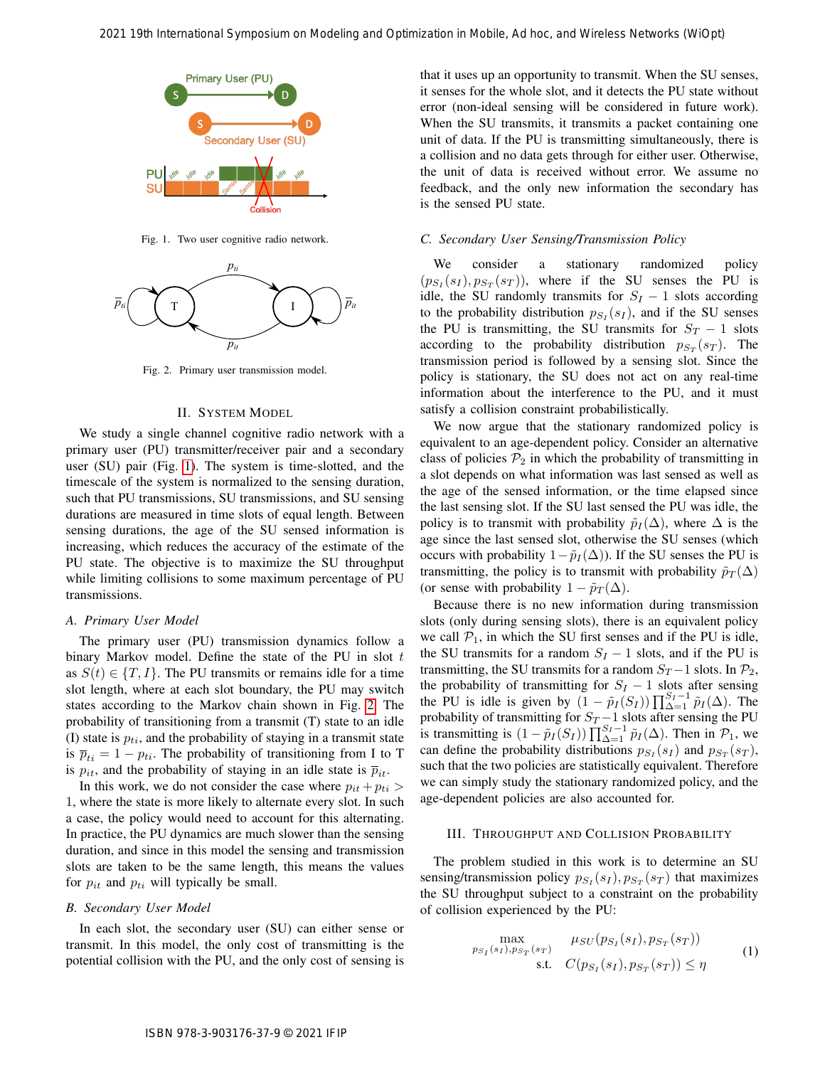Fig. 1. Two user cognitive radio network.

Fig. 2. Primary user transmission model.

## II. System Model

We study a single channel cognitive radio network with a primary user (PU) transmitter/receiver pair and a secondary user (SU) pair (Fig. 1). The system is time-slotted, and the timescale of the system is normalized to the sensing duration, such that PU transmissions, SU transmissions, and SU sensing durations are measured in time slots of equal length. Between sensing durations, the age of the SU sensed information is increasing, which reduces the accuracy of the estimate of the PU state. The objective is to maximize the SU throughput while limiting collisions to some maximum percentage of PU transmissions.

### A. Primary User Model

The primary user (PU) transmission dynamics follow a binary Markov model. Define the state of the PU in slot $t$ as $S(t) \in \{T, I\}$. The PU transmits or remains idle for a time slot length, where at each slot boundary, the PU may switch states according to the Markov chain shown in Fig. 2. The probability of transitioning from a transmit (T) state to an idle (I) state is $p_{ti}$, and the probability of staying in a transmit state is $\overline{p}_{ti} = 1 - p_{ti}$. The probability of transitioning from I to T is $p_{it}$, and the probability of staying in an idle state is $\overline{p}_{it}$.

In this work, we do not consider the case where $p_{it} + p_{ti} > 1$, where the state is more likely to alternate every slot. In such a case, the policy would need to account for this alternating. In practice, the PU dynamics are much slower than the sensing duration, and since in this model the sensing and transmission slots are taken to be the same length, this means the values for $p_{it}$ and $p_{ti}$ will typically be small.

### B. Secondary User Model

In each slot, the secondary user (SU) can either sense or transmit. In this model, the only cost of transmitting is the potential collision with the PU, and the only cost of sensing is that it uses up an opportunity to transmit. When the SU senses, it senses for the whole slot, and it detects the PU state without error (non-ideal sensing will be considered in future work). When the SU transmits, it transmits a packet containing one unit of data. If the PU is transmitting simultaneously, there is a collision and no data gets through for either user. Otherwise, the unit of data is received without error. We assume no feedback, and the only new information the secondary has is the sensed PU state.

### C. Secondary User Sensing/Transmission Policy

We consider a stationary randomized policy $(p_{S_I}(s_I), p_{S_T}(s_T))$, where if the SU senses the PU is idle, the SU randomly transmits for $S_I - 1$ slots according to the probability distribution $p_{S_I}(s_I)$, and if the SU senses the PU is transmitting, the SU transmits for $S_T - 1$ slots according to the probability distribution $p_{S_T}(s_T)$. The transmission period is followed by a sensing slot. Since the policy is stationary, the SU does not act on any real-time information about the interference to the PU, and it must satisfy a collision constraint probabilistically.

We now argue that the stationary randomized policy is equivalent to an age-dependent policy. Consider an alternative class of policies $\mathcal{P}_2$ in which the probability of transmitting in a slot depends on what information was last sensed as well as the age of the sensed information, or the time elapsed since the last sensing slot. If the SU last sensed the PU was idle, the policy is to transmit with probability $\tilde{p}_I(\Delta)$, where $\Delta$ is the age since the last sensed slot, otherwise the SU senses (which occurs with probability $1-\tilde{p}_I(\Delta)$). If the SU senses the PU is transmitting, the policy is to transmit with probability $\tilde{p}_T(\Delta)$ (or sense with probability $1 - \tilde{p}_T(\Delta)$.

Because there is no new information during transmission slots (only during sensing slots), there is an equivalent policy we call $\mathcal{P}_1$, in which the SU first senses and if the PU is idle, the SU transmits for a random $S_I - 1$ slots, and if the PU is transmitting, the SU transmits for a random $S_T - 1$ slots. In $\mathcal{P}_2$, the probability of transmitting for $S_I - 1$ slots after sensing the PU is idle is given by $(1 - \tilde{p}_I(S_I)) \prod_{\Delta=1}^{S_I-1} \tilde{p}_I(\Delta)$. The probability of transmitting for $S_T - 1$ slots after sensing the PU is transmitting is $(1 - \tilde{p}_I(S_I)) \prod_{\Delta=1}^{S_I-1} \tilde{p}_I(\Delta)$. Then in $\mathcal{P}_1$, we can define the probability distributions $p_{S_I}(s_I)$ and $p_{S_T}(s_T)$, such that the two policies are statistically equivalent. Therefore we can simply study the stationary randomized policy, and the age-dependent policies are also accounted for.

## III. Throughput and Collision Probability

The problem studied in this work is to determine an SU sensing/transmission policy $p_{S_I}(s_I), p_{S_T}(s_T)$ that maximizes the SU throughput subject to a constraint on the probability of collision experienced by the PU:

$$\begin{aligned} \max_{p_{S_I}(s_I), p_{S_T}(s_T)} \quad & \mu_{SU}(p_{S_I}(s_I), p_{S_T}(s_T)) \\ \text{s.t.} \quad & C(p_{S_I}(s_I), p_{S_T}(s_T)) \leq \eta \end{aligned} \tag{1}$$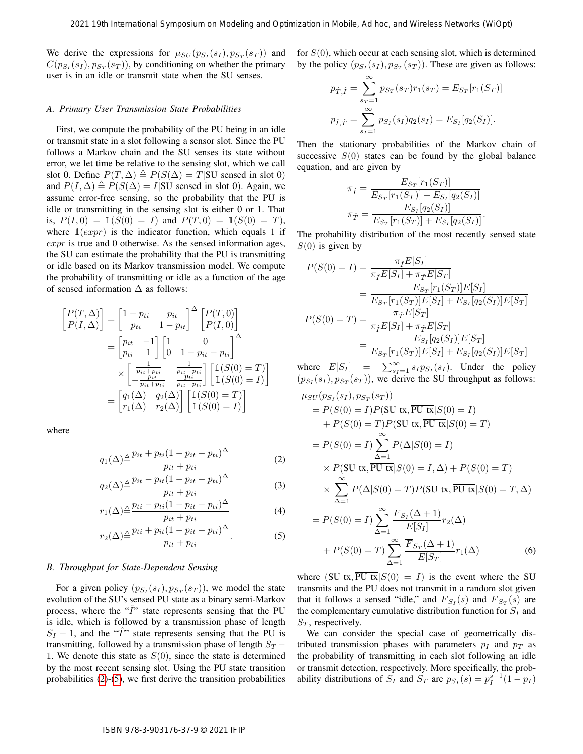We derive the expressions for $\mu_{SU}(p_{S_I}(s_I), p_{S_T}(s_T))$ and $C(p_{S_I}(s_I), p_{S_T}(s_T))$, by conditioning on whether the primary user is in an idle or transmit state when the SU senses.

### A. Primary User Transmission State Probabilities

First, we compute the probability of the PU being in an idle or transmit state in a slot following a sensor slot. Since the PU follows a Markov chain and the SU senses its state without error, we let time be relative to the sensing slot, which we call slot 0. Define $P(T, \Delta) \triangleq P(S(\Delta) = T|\text{SU sensed in slot 0})$ and $P(I, \Delta) \triangleq P(S(\Delta) = I|\text{SU sensed in slot 0})$. Again, we assume error-free sensing, so the probability that the PU is idle or transmitting in the sensing slot is either 0 or 1. That is, $P(I, 0) = \mathbb{1}(S(0) = I)$ and $P(T, 0) = \mathbb{1}(S(0) = T)$, where $\mathbb{1}(expr)$ is the indicator function, which equals 1 if $expr$ is true and 0 otherwise. As the sensed information ages, the SU can estimate the probability that the PU is transmitting or idle based on its Markov transmission model. We compute the probability of transmitting or idle as a function of the age of sensed information $\Delta$ as follows:

$$
\begin{aligned}
\begin{bmatrix} P(T,\Delta) \\ P(I,\Delta) \end{bmatrix} &= \begin{bmatrix} 1-p_{ti} & p_{it} \\ p_{ti} & 1-p_{it} \end{bmatrix}^{\Delta} \begin{bmatrix} P(T,0) \\ P(I,0) \end{bmatrix} \\
&= \begin{bmatrix} p_{it} & -1 \\ p_{ti} & 1 \end{bmatrix} \begin{bmatrix} 1 & 0 \\ 0 & 1-p_{it}-p_{ti} \end{bmatrix}^{\Delta} \\
&\quad \times \begin{bmatrix} \frac{1}{p_{it}+p_{ti}} & \frac{1}{p_{it}+p_{ti}} \\ -\frac{p_{it}}{p_{it}+p_{ti}} & \frac{p_{ti}}{p_{it}+p_{ti}} \end{bmatrix} \begin{bmatrix} \mathbb{1}(S(0)=T) \\ \mathbb{1}(S(0)=I) \end{bmatrix} \\
&= \begin{bmatrix} q_1(\Delta) & q_2(\Delta) \\ r_1(\Delta) & r_2(\Delta) \end{bmatrix} \begin{bmatrix} \mathbb{1}(S(0)=T) \\ \mathbb{1}(S(0)=I) \end{bmatrix}
\end{aligned}
$$

where

$$
q_1(\Delta) \triangleq \frac{p_{it} + p_{ti}(1-p_{it}-p_{ti})^{\Delta}}{p_{it}+p_{ti}} \tag{2}
$$

$$
q_2(\Delta) \triangleq \frac{p_{it} - p_{it}(1-p_{it}-p_{ti})^{\Delta}}{p_{it}+p_{ti}} \tag{3}
$$

$$
r_1(\Delta) \triangleq \frac{p_{ti} - p_{ti}(1-p_{it}-p_{ti})^{\Delta}}{p_{it}+p_{ti}} \tag{4}
$$

$$
r_2(\Delta) \triangleq \frac{p_{ti} + p_{it}(1-p_{it}-p_{ti})^{\Delta}}{p_{it}+p_{ti}}. \tag{5}
$$

### B. Throughput for State-Dependent Sensing

For a given policy $(p_{S_I}(s_I), p_{S_T}(s_T))$, we model the state evolution of the SU's sensed PU state as a binary semi-Markov process, where the "$\hat{I}$" state represents sensing that the PU is idle, which is followed by a transmission phase of length $S_I - 1$, and the "$\hat{T}$" state represents sensing that the PU is transmitting, followed by a transmission phase of length $S_T - 1$. We denote this state as $S(0)$, since the state is determined by the most recent sensing slot. Using the PU state transition probabilities (2)-(5), we first derive the transition probabilities for $S(0)$, which occur at each sensing slot, which is determined by the policy $(p_{S_I}(s_I), p_{S_T}(s_T))$. These are given as follows:

$$
p_{\hat{T},\hat{I}} = \sum_{s_T=1}^{\infty} p_{S_T}(s_T) r_1(s_T) = E_{S_T}[r_1(S_T)]
$$

$$
p_{\hat{I},\hat{T}} = \sum_{s_I=1}^{\infty} p_{S_I}(s_I) q_2(s_I) = E_{S_I}[q_2(S_I)].
$$

Then the stationary probabilities of the Markov chain of successive $S(0)$ states can be found by the global balance equation, and are given by

$$
\pi_{\hat{I}} = \frac{E_{S_T}[r_1(S_T)]}{E_{S_T}[r_1(S_T)] + E_{S_I}[q_2(S_I)]}
$$

$$
\pi_{\hat{T}} = \frac{E_{S_I}[q_2(S_I)]}{E_{S_T}[r_1(S_T)] + E_{S_I}[q_2(S_I)]}.
$$

The probability distribution of the most recently sensed state $S(0)$ is given by

$$
\begin{aligned}
P(S(0) = I) &= \frac{\pi_{\hat{I}} E[S_I]}{\pi_{\hat{I}} E[S_I] + \pi_{\hat{T}} E[S_T]} \\
&= \frac{E_{S_T}[r_1(S_T)] E[S_I]}{E_{S_T}[r_1(S_T)] E[S_I] + E_{S_I}[q_2(S_I)] E[S_T]} \\
P(S(0) = T) &= \frac{\pi_{\hat{T}} E[S_T]}{\pi_{\hat{I}} E[S_I] + \pi_{\hat{T}} E[S_T]} \\
&= \frac{E_{S_I}[q_2(S_I)] E[S_T]}{E_{S_T}[r_1(S_T)] E[S_I] + E_{S_I}[q_2(S_I)] E[S_T]}
\end{aligned}
$$

where $E[S_I] = \sum_{s_I=1}^{\infty} s_I p_{S_I}(s_I)$. Under the policy $(p_{S_I}(s_I), p_{S_T}(s_T))$, we derive the SU throughput as follows:

$$
\begin{aligned}
&\mu_{SU}(p_{S_I}(s_I), p_{S_T}(s_T)) \\
&= P(S(0) = I) P(\text{SU tx}, \overline{\text{PU tx}} | S(0) = I) \\
&\quad + P(S(0) = T) P(\text{SU tx}, \overline{\text{PU tx}} | S(0) = T) \\
&= P(S(0) = I) \sum_{\Delta=1}^{\infty} P(\Delta | S(0) = I) \\
&\quad \times P(\text{SU tx}, \overline{\text{PU tx}} | S(0) = I, \Delta) + P(S(0) = T) \\
&\quad \times \sum_{\Delta=1}^{\infty} P(\Delta | S(0) = T) P(\text{SU tx}, \overline{\text{PU tx}} | S(0) = T, \Delta) \\
&= P(S(0) = I) \sum_{\Delta=1}^{\infty} \frac{\overline{F}_{S_I}(\Delta + 1)}{E[S_I]} r_2(\Delta) \\
&\quad + P(S(0) = T) \sum_{\Delta=1}^{\infty} \frac{\overline{F}_{S_T}(\Delta + 1)}{E[S_T]} r_1(\Delta)
\end{aligned} \tag{6}
$$

where $(\text{SU tx}, \overline{\text{PU tx}} | S(0) = I)$ is the event where the SU transmits and the PU does not transmit in a random slot given that it follows a sensed "idle," and $\overline{F}_{S_I}(s)$ and $\overline{F}_{S_T}(s)$ are the complementary cumulative distribution function for $S_I$ and $S_T$, respectively.

We can consider the special case of geometrically distributed transmission phases with parameters $p_I$ and $p_T$ as the probability of transmitting in each slot following an idle or transmit detection, respectively. More specifically, the probability distributions of $S_I$ and $S_T$ are $p_{S_I}(s) = p_I^{s-1}(1 - p_I)$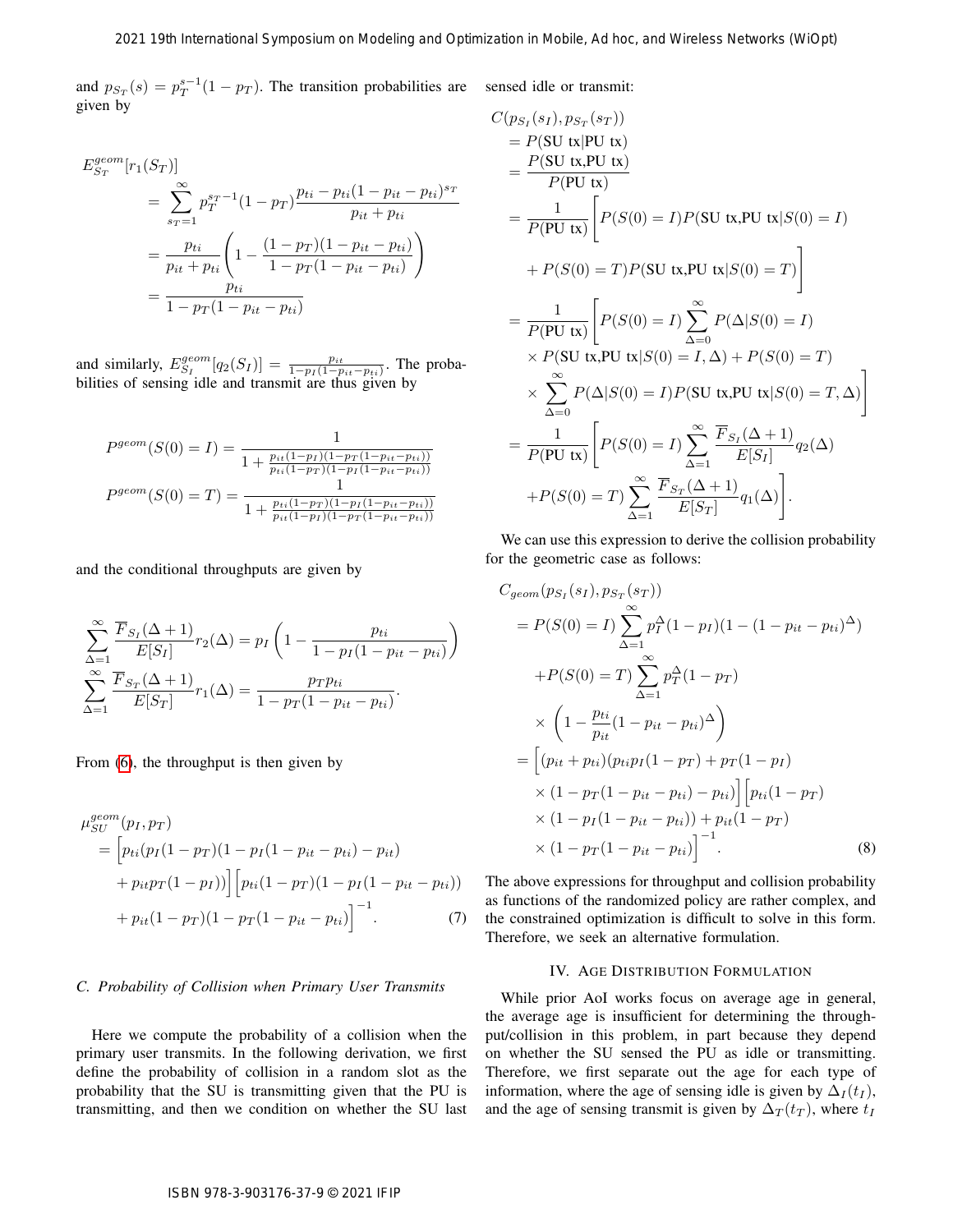and $p_{S_T}(s) = p_T^{s-1}(1-p_T)$. The transition probabilities are given by

$$
\begin{aligned}
E_{S_T}^{geom}[r_1(S_T)] &= \sum_{s_T=1}^{\infty} p_T^{s_T-1}(1-p_T)\frac{p_{ti} - p_{ti}(1-p_{it}-p_{ti})^{s_T}}{p_{it}+p_{ti}} \\
&= \frac{p_{ti}}{p_{it}+p_{ti}}\left(1 - \frac{(1-p_T)(1-p_{it}-p_{ti})}{1-p_T(1-p_{it}-p_{ti})}\right) \\
&= \frac{p_{ti}}{1-p_T(1-p_{it}-p_{ti})}
\end{aligned}
$$

and similarly, $E_{S_I}^{geom}[q_2(S_I)] = \frac{p_{it}}{1-p_I(1-p_{it}-p_{ti})}$. The probabilities of sensing idle and transmit are thus given by

$$
P^{geom}(S(0)=I) = \frac{1}{1+\frac{p_{it}(1-p_I)(1-p_T(1-p_{it}-p_{ti}))}{p_{ti}(1-p_T)(1-p_I(1-p_{it}-p_{ti}))}}
$$

$$
P^{geom}(S(0)=T) = \frac{1}{1+\frac{p_{ti}(1-p_T)(1-p_I(1-p_{it}-p_{ti}))}{p_{it}(1-p_I)(1-p_T(1-p_{it}-p_{ti}))}}
$$

and the conditional throughputs are given by

$$
\sum_{\Delta=1}^{\infty}\frac{\overline{F}_{S_I}(\Delta+1)}{E[S_I]}r_2(\Delta) = p_I\left(1-\frac{p_{ti}}{1-p_I(1-p_{it}-p_{ti})}\right)
$$

$$
\sum_{\Delta=1}^{\infty}\frac{\overline{F}_{S_T}(\Delta+1)}{E[S_T]}r_1(\Delta) = \frac{p_T p_{ti}}{1-p_T(1-p_{it}-p_{ti})}.
$$

From (6), the throughput is then given by

$$
\begin{aligned}
&\mu_{SU}^{geom}(p_I,p_T) \\
&= \Big[p_{ti}(p_I(1-p_T)(1-p_I(1-p_{it}-p_{ti})-p_{it}) \\
&\quad + p_{it}p_T(1-p_I))\Big]\Big[p_{ti}(1-p_T)(1-p_I(1-p_{it}-p_{ti})) \\
&\quad + p_{it}(1-p_T)(1-p_T(1-p_{it}-p_{ti})\Big]^{-1}. \qquad (7)
\end{aligned}
$$

### C. Probability of Collision when Primary User Transmits

Here we compute the probability of a collision when the primary user transmits. In the following derivation, we first define the probability of collision in a random slot as the probability that the SU is transmitting given that the PU is transmitting, and then we condition on whether the SU last sensed idle or transmit:

$$
\begin{aligned}
&C(p_{S_I}(s_I), p_{S_T}(s_T)) \\
&= P(\text{SU tx}|\text{PU tx}) \\
&= \frac{P(\text{SU tx,PU tx})}{P(\text{PU tx})} \\
&= \frac{1}{P(\text{PU tx})}\Big[P(S(0)=I)P(\text{SU tx,PU tx}|S(0)=I) \\
&\quad + P(S(0)=T)P(\text{SU tx,PU tx}|S(0)=T)\Big] \\
&= \frac{1}{P(\text{PU tx})}\Big[P(S(0)=I)\sum_{\Delta=0}^{\infty}P(\Delta|S(0)=I) \\
&\quad \times P(\text{SU tx,PU tx}|S(0)=I,\Delta) + P(S(0)=T) \\
&\quad \times \sum_{\Delta=0}^{\infty}P(\Delta|S(0)=I)P(\text{SU tx,PU tx}|S(0)=T,\Delta)\Big] \\
&= \frac{1}{P(\text{PU tx})}\Big[P(S(0)=I)\sum_{\Delta=1}^{\infty}\frac{\overline{F}_{S_I}(\Delta+1)}{E[S_I]}q_2(\Delta) \\
&\quad + P(S(0)=T)\sum_{\Delta=1}^{\infty}\frac{\overline{F}_{S_T}(\Delta+1)}{E[S_T]}q_1(\Delta)\Big].
\end{aligned}
$$

We can use this expression to derive the collision probability for the geometric case as follows:

$$
\begin{aligned}
&C_{geom}(p_{S_I}(s_I), p_{S_T}(s_T)) \\
&= P(S(0)=I)\sum_{\Delta=1}^{\infty}p_I^{\Delta}(1-p_I)(1-(1-p_{it}-p_{ti})^{\Delta}) \\
&\quad + P(S(0)=T)\sum_{\Delta=1}^{\infty}p_T^{\Delta}(1-p_T) \\
&\quad \times \left(1-\frac{p_{ti}}{p_{it}}(1-p_{it}-p_{ti})^{\Delta}\right) \\
&= \Big[(p_{it}+p_{ti})(p_{ti}p_I(1-p_T)+p_T(1-p_I) \\
&\quad \times (1-p_T(1-p_{it}-p_{ti})-p_{ti})\Big]\Big[p_{ti}(1-p_T) \\
&\quad \times (1-p_I(1-p_{it}-p_{ti}))+p_{it}(1-p_T) \\
&\quad \times (1-p_T(1-p_{it}-p_{ti})\Big]^{-1}. \qquad (8)
\end{aligned}
$$

The above expressions for throughput and collision probability as functions of the randomized policy are rather complex, and the constrained optimization is difficult to solve in this form. Therefore, we seek an alternative formulation.

## IV. Age Distribution Formulation

While prior AoI works focus on average age in general, the average age is insufficient for determining the throughput/collision in this problem, in part because they depend on whether the SU sensed the PU as idle or transmitting. Therefore, we first separate out the age for each type of information, where the age of sensing idle is given by $\Delta_I(t_I)$, and the age of sensing transmit is given by $\Delta_T(t_T)$, where $t_I$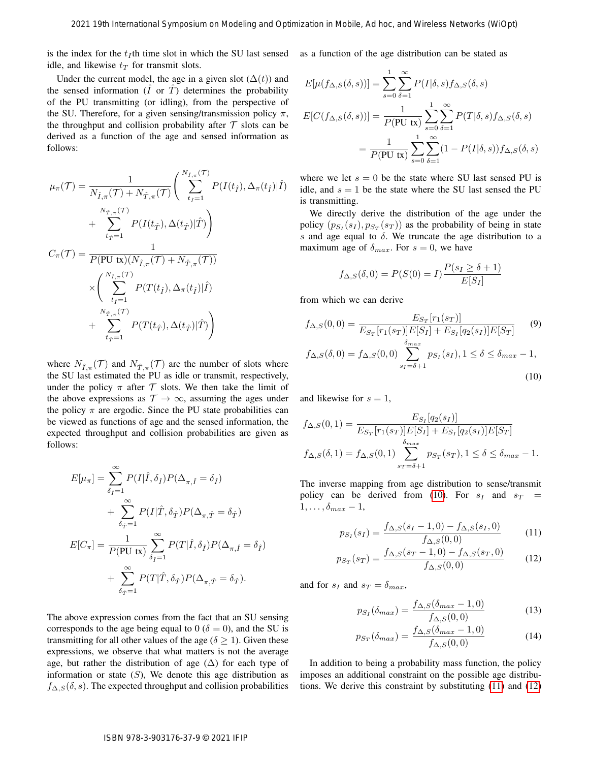is the index for the $t_I$th time slot in which the SU last sensed idle, and likewise $t_T$ for transmit slots.

Under the current model, the age in a given slot ($\Delta(t)$) and the sensed information ($\hat{I}$ or $\hat{T}$) determines the probability of the PU transmitting (or idling), from the perspective of the SU. Therefore, for a given sensing/transmission policy $\pi$, the throughput and collision probability after $\mathcal{T}$ slots can be derived as a function of the age and sensed information as follows:

$$\mu_\pi(\mathcal{T}) = \frac{1}{N_{\hat{I},\pi}(\mathcal{T}) + N_{\hat{T},\pi}(\mathcal{T})} \left( \sum_{t_{\hat{I}}=1}^{N_{\hat{I},\pi}(\mathcal{T})} P(I(t_{\hat{I}}), \Delta_\pi(t_{\hat{I}})|\hat{I}) + \sum_{t_{\hat{T}}=1}^{N_{\hat{T},\pi}(\mathcal{T})} P(I(t_{\hat{T}}), \Delta(t_{\hat{T}})|\hat{T}) \right)$$

$$C_\pi(\mathcal{T}) = \frac{1}{P(\text{PU tx})(N_{\hat{I},\pi}(\mathcal{T}) + N_{\hat{T},\pi}(\mathcal{T}))} \times \left( \sum_{t_{\hat{I}}=1}^{N_{\hat{I},\pi}(\mathcal{T})} P(T(t_{\hat{I}}), \Delta_\pi(t_{\hat{I}})|\hat{I}) + \sum_{t_{\hat{T}}=1}^{N_{\hat{T},\pi}(\mathcal{T})} P(T(t_{\hat{T}}), \Delta(t_{\hat{T}})|\hat{T}) \right)$$

where $N_{\hat{I},\pi}(\mathcal{T})$ and $N_{\hat{T},\pi}(\mathcal{T})$ are the number of slots where the SU last estimated the PU as idle or transmit, respectively, under the policy $\pi$ after $\mathcal{T}$ slots. We then take the limit of the above expressions as $\mathcal{T} \to \infty$, assuming the ages under the policy $\pi$ are ergodic. Since the PU state probabilities can be viewed as functions of age and the sensed information, the expected throughput and collision probabilities are given as follows:

$$E[\mu_\pi] = \sum_{\delta_{\hat{I}}=1}^{\infty} P(I|\hat{I}, \delta_{\hat{I}}) P(\Delta_{\pi,\hat{I}} = \delta_{\hat{I}}) + \sum_{\delta_{\hat{T}}=1}^{\infty} P(I|\hat{T}, \delta_{\hat{T}}) P(\Delta_{\pi,\hat{T}} = \delta_{\hat{T}})$$

$$E[C_\pi] = \frac{1}{P(\text{PU tx})} \sum_{\delta_{\hat{I}}=1}^{\infty} P(T|\hat{I}, \delta_{\hat{I}}) P(\Delta_{\pi,\hat{I}} = \delta_{\hat{I}}) + \sum_{\delta_{\hat{T}}=1}^{\infty} P(T|\hat{T}, \delta_{\hat{T}}) P(\Delta_{\pi,\hat{T}} = \delta_{\hat{T}}).$$

The above expression comes from the fact that an SU sensing corresponds to the age being equal to 0 ($\delta = 0$), and the SU is transmitting for all other values of the age ($\delta \geq 1$). Given these expressions, we observe that what matters is not the average age, but rather the distribution of age ($\Delta$) for each type of information or state ($S$), We denote this age distribution as $f_{\Delta,S}(\delta, s)$. The expected throughput and collision probabilities as a function of the age distribution can be stated as

$$E[\mu(f_{\Delta,S}(\delta, s))] = \sum_{s=0}^{1} \sum_{\delta=1}^{\infty} P(I|\delta, s) f_{\Delta,S}(\delta, s)$$

$$E[C(f_{\Delta,S}(\delta, s))] = \frac{1}{P(\text{PU tx})} \sum_{s=0}^{1} \sum_{\delta=1}^{\infty} P(T|\delta, s) f_{\Delta,S}(\delta, s) = \frac{1}{P(\text{PU tx})} \sum_{s=0}^{1} \sum_{\delta=1}^{\infty} (1 - P(I|\delta, s)) f_{\Delta,S}(\delta, s)$$

where we let $s = 0$ be the state where SU last sensed PU is idle, and $s = 1$ be the state where the SU last sensed the PU is transmitting.

We directly derive the distribution of the age under the policy $(p_{S_I}(s_I), p_{S_T}(s_T))$ as the probability of being in state $s$ and age equal to $\delta$. We truncate the age distribution to a maximum age of $\delta_{max}$. For $s = 0$, we have

$$f_{\Delta,S}(\delta, 0) = P(S(0) = I) \frac{P(s_I \geq \delta + 1)}{E[S_I]}$$

from which we can derive

$$f_{\Delta,S}(0, 0) = \frac{E_{S_T}[r_1(s_T)]}{E_{S_T}[r_1(s_T)]E[S_I] + E_{S_I}[q_2(s_I)]E[S_T]} \tag{9}$$

$$f_{\Delta,S}(\delta, 0) = f_{\Delta,S}(0, 0) \sum_{s_I=\delta+1}^{\delta_{max}} p_{S_I}(s_I), 1 \leq \delta \leq \delta_{max} - 1, \tag{10}$$

and likewise for $s = 1$,

$$f_{\Delta,S}(0, 1) = \frac{E_{S_I}[q_2(s_I)]}{E_{S_T}[r_1(s_T)]E[S_I] + E_{S_I}[q_2(s_I)]E[S_T]}$$

$$f_{\Delta,S}(\delta, 1) = f_{\Delta,S}(0, 1) \sum_{s_T=\delta+1}^{\delta_{max}} p_{S_T}(s_T), 1 \leq \delta \leq \delta_{max} - 1.$$

The inverse mapping from age distribution to sense/transmit policy can be derived from (10). For $s_I$ and $s_T = 1, \ldots, \delta_{max} - 1$,

$$p_{S_I}(s_I) = \frac{f_{\Delta,S}(s_I - 1, 0) - f_{\Delta,S}(s_I, 0)}{f_{\Delta,S}(0, 0)} \tag{11}$$

$$p_{S_T}(s_T) = \frac{f_{\Delta,S}(s_T - 1, 0) - f_{\Delta,S}(s_T, 0)}{f_{\Delta,S}(0, 0)} \tag{12}$$

and for $s_I$ and $s_T = \delta_{max}$,

$$p_{S_I}(\delta_{max}) = \frac{f_{\Delta,S}(\delta_{max} - 1, 0)}{f_{\Delta,S}(0, 0)} \tag{13}$$

$$p_{S_T}(\delta_{max}) = \frac{f_{\Delta,S}(\delta_{max} - 1, 0)}{f_{\Delta,S}(0, 0)} \tag{14}$$

In addition to being a probability mass function, the policy imposes an additional constraint on the possible age distributions. We derive this constraint by substituting (11) and (12)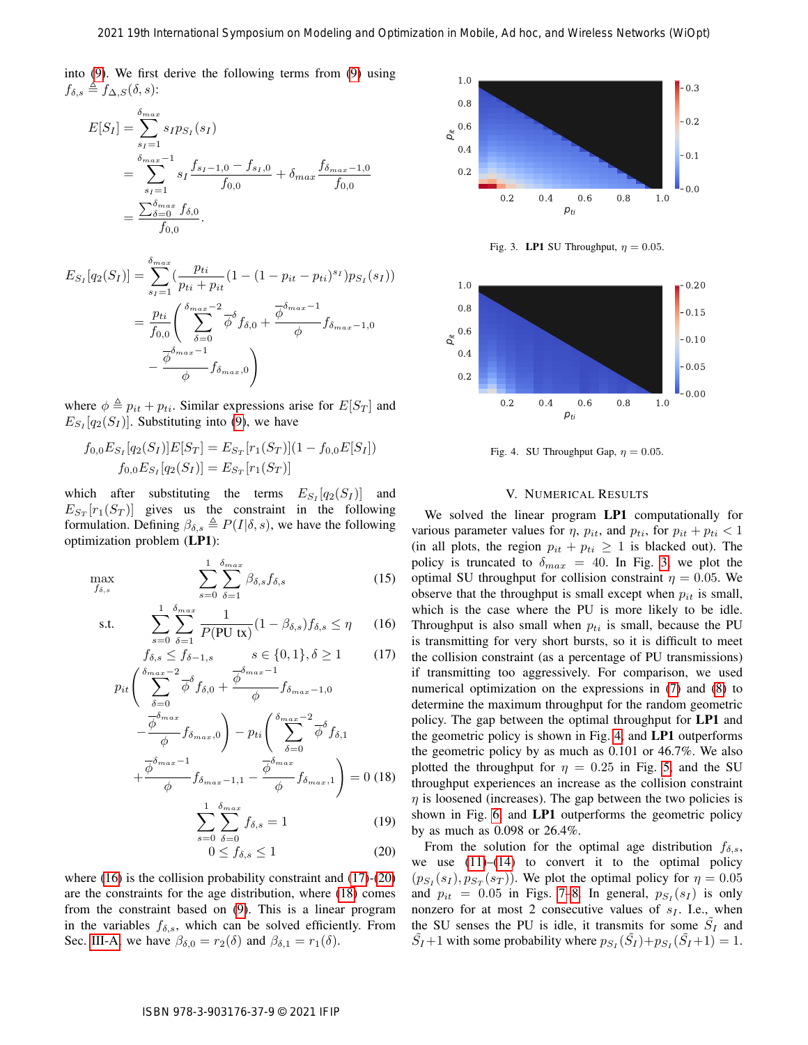into (9). We first derive the following terms from (9) using $f_{\delta,s} \triangleq f_{\Delta,S}(\delta, s)$:

$$
\begin{aligned}
E[S_I] &= \sum_{s_I=1}^{\delta_{max}} s_I p_{S_I}(s_I) \\
&= \sum_{s_I=1}^{\delta_{max}-1} s_I \frac{f_{s_I-1,0} - f_{s_I,0}}{f_{0,0}} + \delta_{max} \frac{f_{\delta_{max}-1,0}}{f_{0,0}} \\
&= \frac{\sum_{\delta=0}^{\delta_{max}} f_{\delta,0}}{f_{0,0}}.
\end{aligned}
$$

$$
\begin{aligned}
E_{S_I}[q_2(S_I)] &= \sum_{s_I=1}^{\delta_{max}} \left(\frac{p_{ti}}{p_{ti}+p_{it}}(1-(1-p_{it}-p_{ti})^{s_I})p_{S_I}(s_I)\right) \\
&= \frac{p_{ti}}{f_{0,0}} \Bigg( \sum_{\delta=0}^{\delta_{max}-2} \overline{\phi}^{\delta} f_{\delta,0} + \frac{\overline{\phi}^{\delta_{max}-1}}{\phi} f_{\delta_{max}-1,0} \\
&\quad - \frac{\overline{\phi}^{\delta_{max}-1}}{\phi} f_{\delta_{max},0} \Bigg)
\end{aligned}
$$

where $\phi \triangleq p_{it} + p_{ti}$. Similar expressions arise for $E[S_T]$ and $E_{S_I}[q_2(S_I)]$. Substituting into (9), we have

$$
\begin{aligned}
f_{0,0} E_{S_I}[q_2(S_I)] E[S_T] &= E_{S_T}[r_1(S_T)](1 - f_{0,0}E[S_I]) \\
f_{0,0} E_{S_I}[q_2(S_I)] &= E_{S_T}[r_1(S_T)]
\end{aligned}
$$

which after substituting the terms $E_{S_I}[q_2(S_I)]$ and $E_{S_T}[r_1(S_T)]$ gives us the constraint in the following formulation. Defining $\beta_{\delta,s} \triangleq P(I|\delta, s)$, we have the following optimization problem (**LP1**):

$$
\max_{f_{\delta,s}} \quad \sum_{s=0}^{1} \sum_{\delta=1}^{\delta_{max}} \beta_{\delta,s} f_{\delta,s} \tag{15}
$$

$$
\text{s.t.} \quad \sum_{s=0}^{1} \sum_{\delta=1}^{\delta_{max}} \frac{1}{P(\text{PU tx})}(1-\beta_{\delta,s}) f_{\delta,s} \le \eta \tag{16}
$$

$$
f_{\delta,s} \le f_{\delta-1,s} \qquad s \in \{0,1\}, \delta \ge 1 \tag{17}
$$

$$
\begin{aligned}
p_{it} &\Bigg( \sum_{\delta=0}^{\delta_{max}-2} \overline{\phi}^{\delta} f_{\delta,0} + \frac{\overline{\phi}^{\delta_{max}-1}}{\phi} f_{\delta_{max}-1,0} - \frac{\overline{\phi}^{\delta_{max}}}{\phi} f_{\delta_{max},0} \Bigg) - p_{ti} \Bigg( \sum_{\delta=0}^{\delta_{max}-2} \overline{\phi}^{\delta} f_{\delta,1} \\
&+ \frac{\overline{\phi}^{\delta_{max}-1}}{\phi} f_{\delta_{max}-1,1} - \frac{\overline{\phi}^{\delta_{max}}}{\phi} f_{\delta_{max},1} \Bigg) = 0
\end{aligned} \tag{18}
$$

$$
\sum_{s=0}^{1} \sum_{\delta=0}^{\delta_{max}} f_{\delta,s} = 1 \tag{19}
$$

$$
0 \le f_{\delta,s} \le 1 \tag{20}
$$

where (16) is the collision probability constraint and (17)-(20) are the constraints for the age distribution, where (18) comes from the constraint based on (9). This is a linear program in the variables $f_{\delta,s}$, which can be solved efficiently. From Sec. III-A, we have $\beta_{\delta,0} = r_2(\delta)$ and $\beta_{\delta,1} = r_1(\delta)$.

Fig. 3. **LP1** SU Throughput, $\eta = 0.05$.

Fig. 4. SU Throughput Gap, $\eta = 0.05$.

## V. Numerical Results

We solved the linear program **LP1** computationally for various parameter values for $\eta$, $p_{it}$, and $p_{ti}$, for $p_{it} + p_{ti} < 1$ (in all plots, the region $p_{it} + p_{ti} \ge 1$ is blacked out). The policy is truncated to $\delta_{max} = 40$. In Fig. 3 we plot the optimal SU throughput for collision constraint $\eta = 0.05$. We observe that the throughput is small except when $p_{it}$ is small, which is the case where the PU is more likely to be idle. Throughput is also small when $p_{ti}$ is small, because the PU is transmitting for very short bursts, so it is difficult to meet the collision constraint (as a percentage of PU transmissions) if transmitting too aggressively. For comparison, we used numerical optimization on the expressions in (7) and (8) to determine the maximum throughput for the random geometric policy. The gap between the optimal throughput for **LP1** and the geometric policy is shown in Fig. 4, and **LP1** outperforms the geometric policy by as much as 0.101 or 46.7%. We also plotted the throughput for $\eta = 0.25$ in Fig. 5, and the SU throughput experiences an increase as the collision constraint $\eta$ is loosened (increases). The gap between the two policies is shown in Fig. 6, and **LP1** outperforms the geometric policy by as much as 0.098 or 26.4%.

From the solution for the optimal age distribution $f_{\delta,s}$, we use (11)–(14) to convert it to the optimal policy $(p_{S_I}(s_I), p_{S_T}(s_T))$. We plot the optimal policy for $\eta = 0.05$ and $p_{it} = 0.05$ in Figs. 7–8. In general, $p_{S_I}(s_I)$ is only nonzero for at most 2 consecutive values of $s_I$. I.e., when the SU senses the PU is idle, it transmits for some $\tilde{S}_I$ and $\tilde{S}_I+1$ with some probability where $p_{S_I}(\tilde{S}_I) + p_{S_I}(\tilde{S}_I+1) = 1$.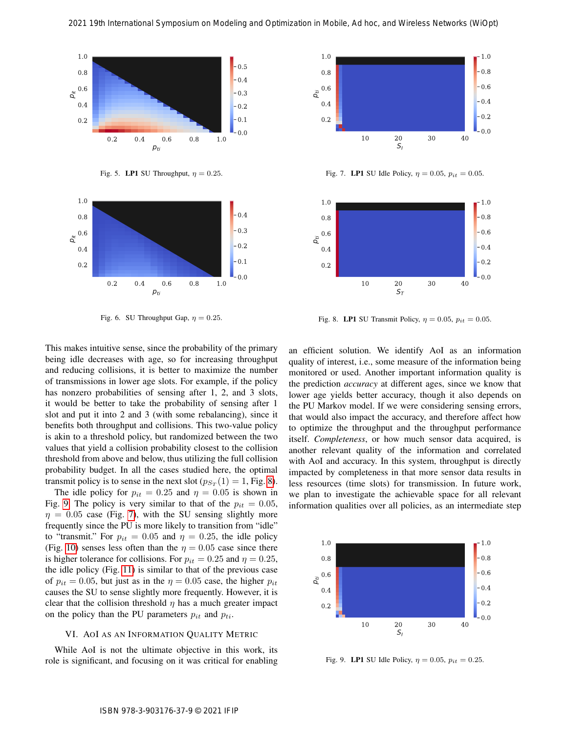Fig. 5. **LP1** SU Throughput, $\eta = 0.25$.

Fig. 6. SU Throughput Gap, $\eta = 0.25$.

Fig. 7. **LP1** SU Idle Policy, $\eta = 0.05$, $p_{it} = 0.05$.

Fig. 8. **LP1** SU Transmit Policy, $\eta = 0.05$, $p_{it} = 0.05$.

This makes intuitive sense, since the probability of the primary being idle decreases with age, so for increasing throughput and reducing collisions, it is better to maximize the number of transmissions in lower age slots. For example, if the policy has nonzero probabilities of sensing after 1, 2, and 3 slots, it would be better to take the probability of sensing after 1 slot and put it into 2 and 3 (with some rebalancing), since it benefits both throughput and collisions. This two-value policy is akin to a threshold policy, but randomized between the two values that yield a collision probability closest to the collision threshold from above and below, thus utilizing the full collision probability budget. In all the cases studied here, the optimal transmit policy is to sense in the next slot ($p_{S_T}(1) = 1$, Fig. 8).

The idle policy for $p_{it} = 0.25$ and $\eta = 0.05$ is shown in Fig. 9. The policy is very similar to that of the $p_{it} = 0.05$, $\eta = 0.05$ case (Fig. 7), with the SU sensing slightly more frequently since the PU is more likely to transition from "idle" to "transmit." For $p_{it} = 0.05$ and $\eta = 0.25$, the idle policy (Fig. 10) senses less often than the $\eta = 0.05$ case since there is higher tolerance for collisions. For $p_{it} = 0.25$ and $\eta = 0.25$, the idle policy (Fig. 11) is similar to that of the previous case of $p_{it} = 0.05$, but just as in the $\eta = 0.05$ case, the higher $p_{it}$ causes the SU to sense slightly more frequently. However, it is clear that the collision threshold $\eta$ has a much greater impact on the policy than the PU parameters $p_{it}$ and $p_{ti}$.

## VI. AoI as an Information Quality Metric

While AoI is not the ultimate objective in this work, its role is significant, and focusing on it was critical for enabling an efficient solution. We identify AoI as an information quality of interest, i.e., some measure of the information being monitored or used. Another important information quality is the prediction *accuracy* at different ages, since we know that lower age yields better accuracy, though it also depends on the PU Markov model. If we were considering sensing errors, that would also impact the accuracy, and therefore affect how to optimize the throughput and the throughput performance itself. *Completeness*, or how much sensor data acquired, is another relevant quality of the information and correlated with AoI and accuracy. In this system, throughput is directly impacted by completeness in that more sensor data results in less resources (time slots) for transmission. In future work, we plan to investigate the achievable space for all relevant information qualities over all policies, as an intermediate step

Fig. 9. **LP1** SU Idle Policy, $\eta = 0.05$, $p_{it} = 0.25$.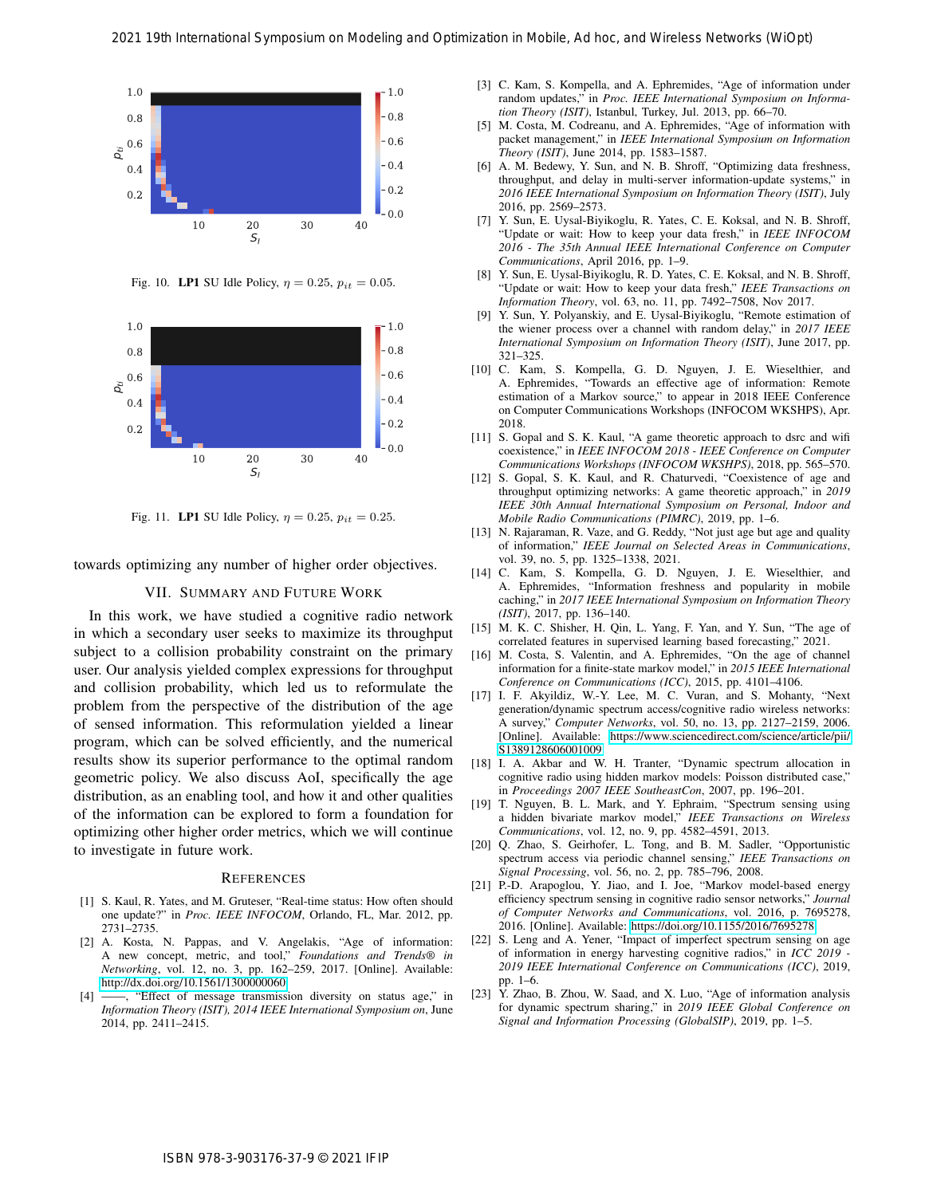1.0
0.8
0.6
0.4
0.2
$p_{ti}$
10
20
30
40
$S_I$
1.0
0.8
0.6
0.4
0.2
0.0

Fig. 10. **LP1** SU Idle Policy, $\eta = 0.25$, $p_{it} = 0.05$.

1.0
0.8
0.6
0.4
0.2
$p_{ti}$
10
20
30
40
$S_I$
1.0
0.8
0.6
0.4
0.2
0.0

Fig. 11. **LP1** SU Idle Policy, $\eta = 0.25$, $p_{it} = 0.25$.

towards optimizing any number of higher order objectives.

## VII. Summary and Future Work

In this work, we have studied a cognitive radio network in which a secondary user seeks to maximize its throughput subject to a collision probability constraint on the primary user. Our analysis yielded complex expressions for throughput and collision probability, which led us to reformulate the problem from the perspective of the distribution of the age of sensed information. This reformulation yielded a linear program, which can be solved efficiently, and the numerical results show its superior performance to the optimal random geometric policy. We also discuss AoI, specifically the age distribution, as an enabling tool, and how it and other qualities of the information can be explored to form a foundation for optimizing other higher order metrics, which we will continue to investigate in future work.

## References

[1] S. Kaul, R. Yates, and M. Gruteser, "Real-time status: How often should one update?" in *Proc. IEEE INFOCOM*, Orlando, FL, Mar. 2012, pp. 2731–2735.

[2] A. Kosta, N. Pappas, and V. Angelakis, "Age of information: A new concept, metric, and tool," *Foundations and Trends® in Networking*, vol. 12, no. 3, pp. 162–259, 2017. [Online]. Available: http://dx.doi.org/10.1561/1300000060

[4] ——, "Effect of message transmission diversity on status age," in *Information Theory (ISIT), 2014 IEEE International Symposium on*, June 2014, pp. 2411–2415.

[3] C. Kam, S. Kompella, and A. Ephremides, "Age of information under random updates," in *Proc. IEEE International Symposium on Information Theory (ISIT)*, Istanbul, Turkey, Jul. 2013, pp. 66–70.

[5] M. Costa, M. Codreanu, and A. Ephremides, "Age of information with packet management," in *IEEE International Symposium on Information Theory (ISIT)*, June 2014, pp. 1583–1587.

[6] A. M. Bedewy, Y. Sun, and N. B. Shroff, "Optimizing data freshness, throughput, and delay in multi-server information-update systems," in *2016 IEEE International Symposium on Information Theory (ISIT)*, July 2016, pp. 2569–2573.

[7] Y. Sun, E. Uysal-Biyikoglu, R. Yates, C. E. Koksal, and N. B. Shroff, "Update or wait: How to keep your data fresh," in *IEEE INFOCOM 2016 - The 35th Annual IEEE International Conference on Computer Communications*, April 2016, pp. 1–9.

[8] Y. Sun, E. Uysal-Biyikoglu, R. D. Yates, C. E. Koksal, and N. B. Shroff, "Update or wait: How to keep your data fresh," *IEEE Transactions on Information Theory*, vol. 63, no. 11, pp. 7492–7508, Nov 2017.

[9] Y. Sun, Y. Polyanskiy, and E. Uysal-Biyikoglu, "Remote estimation of the wiener process over a channel with random delay," in *2017 IEEE International Symposium on Information Theory (ISIT)*, June 2017, pp. 321–325.

[10] C. Kam, S. Kompella, G. D. Nguyen, J. E. Wieselthier, and A. Ephremides, "Towards an effective age of information: Remote estimation of a Markov source," to appear in 2018 IEEE Conference on Computer Communications Workshops (INFOCOM WKSHPS), Apr. 2018.

[11] S. Gopal and S. K. Kaul, "A game theoretic approach to dsrc and wifi coexistence," in *IEEE INFOCOM 2018 - IEEE Conference on Computer Communications Workshops (INFOCOM WKSHPS)*, 2018, pp. 565–570.

[12] S. Gopal, S. K. Kaul, and R. Chaturvedi, "Coexistence of age and throughput optimizing networks: A game theoretic approach," in *2019 IEEE 30th Annual International Symposium on Personal, Indoor and Mobile Radio Communications (PIMRC)*, 2019, pp. 1–6.

[13] N. Rajaraman, R. Vaze, and G. Reddy, "Not just age but age and quality of information," *IEEE Journal on Selected Areas in Communications*, vol. 39, no. 5, pp. 1325–1338, 2021.

[14] C. Kam, S. Kompella, G. D. Nguyen, J. E. Wieselthier, and A. Ephremides, "Information freshness and popularity in mobile caching," in *2017 IEEE International Symposium on Information Theory (ISIT)*, 2017, pp. 136–140.

[15] M. K. C. Shisher, H. Qin, L. Yang, F. Yan, and Y. Sun, "The age of correlated features in supervised learning based forecasting," 2021.

[16] M. Costa, S. Valentin, and A. Ephremides, "On the age of channel information for a finite-state markov model," in *2015 IEEE International Conference on Communications (ICC)*, 2015, pp. 4101–4106.

[17] I. F. Akyildiz, W.-Y. Lee, M. C. Vuran, and S. Mohanty, "Next generation/dynamic spectrum access/cognitive radio wireless networks: A survey," *Computer Networks*, vol. 50, no. 13, pp. 2127–2159, 2006. [Online]. Available: https://www.sciencedirect.com/science/article/pii/S1389128606001009

[18] I. A. Akbar and W. H. Tranter, "Dynamic spectrum allocation in cognitive radio using hidden markov models: Poisson distributed case," in *Proceedings 2007 IEEE SoutheastCon*, 2007, pp. 196–201.

[19] T. Nguyen, B. L. Mark, and Y. Ephraim, "Spectrum sensing using a hidden bivariate markov model," *IEEE Transactions on Wireless Communications*, vol. 12, no. 9, pp. 4582–4591, 2013.

[20] Q. Zhao, S. Geirhofer, L. Tong, and B. M. Sadler, "Opportunistic spectrum access via periodic channel sensing," *IEEE Transactions on Signal Processing*, vol. 56, no. 2, pp. 785–796, 2008.

[21] P.-D. Arapoglou, Y. Jiao, and I. Joe, "Markov model-based energy efficiency spectrum sensing in cognitive radio sensor networks," *Journal of Computer Networks and Communications*, vol. 2016, p. 7695278, 2016. [Online]. Available: https://doi.org/10.1155/2016/7695278

[22] S. Leng and A. Yener, "Impact of imperfect spectrum sensing on age of information in energy harvesting cognitive radios," in *ICC 2019 - 2019 IEEE International Conference on Communications (ICC)*, 2019, pp. 1–6.

[23] Y. Zhao, B. Zhou, W. Saad, and X. Luo, "Age of information analysis for dynamic spectrum sharing," in *2019 IEEE Global Conference on Signal and Information Processing (GlobalSIP)*, 2019, pp. 1–5.